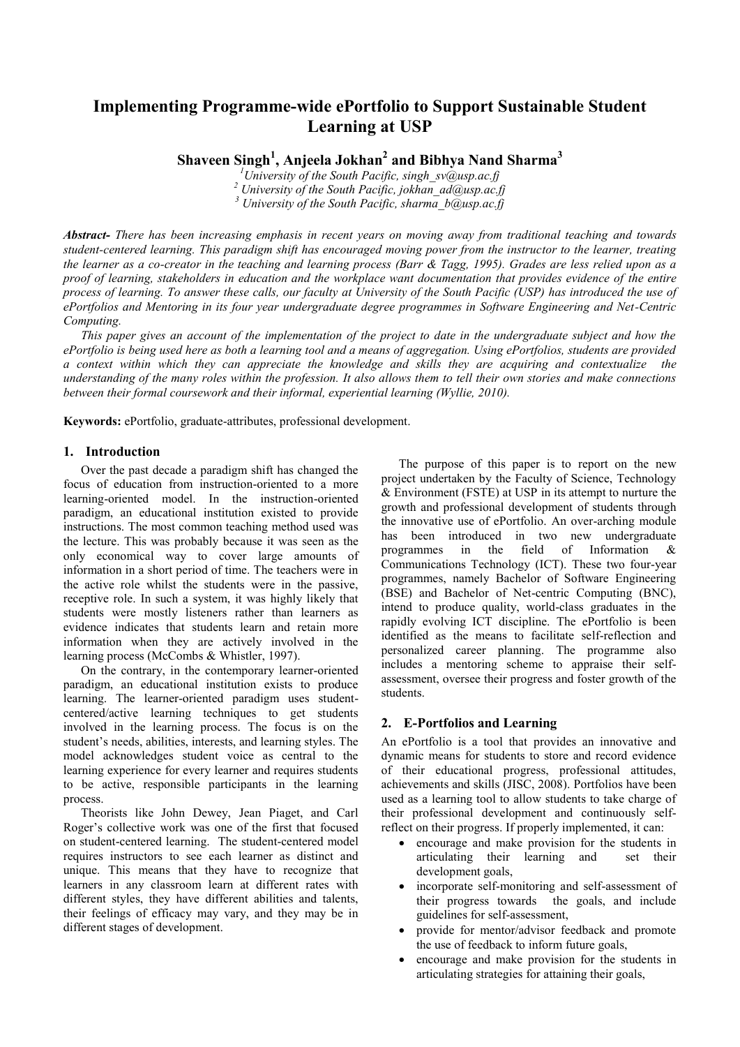# Implementing Programme-wide ePortfolio to Support Sustainable Student Learning at USP

**Shaveen Singh[1], Anjeela Jokhan[2] and Bibhya Nand Sharma[3]**

[1] *University of the South Pacific, singh_sv@usp.ac.fj*
[2] *University of the South Pacific, jokhan_ad@usp.ac.fj*
[3] *University of the South Pacific, sharma_b@usp.ac.fj*

***Abstract-*** *There has been increasing emphasis in recent years on moving away from traditional teaching and towards student-centered learning. This paradigm shift has encouraged moving power from the instructor to the learner, treating the learner as a co-creator in the teaching and learning process (Barr & Tagg, 1995). Grades are less relied upon as a proof of learning, stakeholders in education and the workplace want documentation that provides evidence of the entire process of learning. To answer these calls, our faculty at University of the South Pacific (USP) has introduced the use of ePortfolios and Mentoring in its four year undergraduate degree programmes in Software Engineering and Net-Centric Computing.*

*This paper gives an account of the implementation of the project to date in the undergraduate subject and how the ePortfolio is being used here as both a learning tool and a means of aggregation. Using ePortfolios, students are provided a context within which they can appreciate the knowledge and skills they are acquiring and contextualize the understanding of the many roles within the profession. It also allows them to tell their own stories and make connections between their formal coursework and their informal, experiential learning (Wyllie, 2010).*

**Keywords:** ePortfolio, graduate-attributes, professional development.

## 1. Introduction

Over the past decade a paradigm shift has changed the focus of education from instruction-oriented to a more learning-oriented model. In the instruction-oriented paradigm, an educational institution existed to provide instructions. The most common teaching method used was the lecture. This was probably because it was seen as the only economical way to cover large amounts of information in a short period of time. The teachers were in the active role whilst the students were in the passive, receptive role. In such a system, it was highly likely that students were mostly listeners rather than learners as evidence indicates that students learn and retain more information when they are actively involved in the learning process (McCombs & Whistler, 1997).

On the contrary, in the contemporary learner-oriented paradigm, an educational institution exists to produce learning. The learner-oriented paradigm uses student-centered/active learning techniques to get students involved in the learning process. The focus is on the student's needs, abilities, interests, and learning styles. The model acknowledges student voice as central to the learning experience for every learner and requires students to be active, responsible participants in the learning process.

Theorists like John Dewey, Jean Piaget, and Carl Roger's collective work was one of the first that focused on student-centered learning. The student-centered model requires instructors to see each learner as distinct and unique. This means that they have to recognize that learners in any classroom learn at different rates with different styles, they have different abilities and talents, their feelings of efficacy may vary, and they may be in different stages of development.

The purpose of this paper is to report on the new project undertaken by the Faculty of Science, Technology & Environment (FSTE) at USP in its attempt to nurture the growth and professional development of students through the innovative use of ePortfolio. An over-arching module has been introduced in two new undergraduate programmes in the field of Information & Communications Technology (ICT). These two four-year programmes, namely Bachelor of Software Engineering (BSE) and Bachelor of Net-centric Computing (BNC), intend to produce quality, world-class graduates in the rapidly evolving ICT discipline. The ePortfolio is been identified as the means to facilitate self-reflection and personalized career planning. The programme also includes a mentoring scheme to appraise their self-assessment, oversee their progress and foster growth of the students.

## 2. E-Portfolios and Learning

An ePortfolio is a tool that provides an innovative and dynamic means for students to store and record evidence of their educational progress, professional attitudes, achievements and skills (JISC, 2008). Portfolios have been used as a learning tool to allow students to take charge of their professional development and continuously self-reflect on their progress. If properly implemented, it can:

- encourage and make provision for the students in articulating their learning and set their development goals,
- incorporate self-monitoring and self-assessment of their progress towards the goals, and include guidelines for self-assessment,
- provide for mentor/advisor feedback and promote the use of feedback to inform future goals,
- encourage and make provision for the students in articulating strategies for attaining their goals,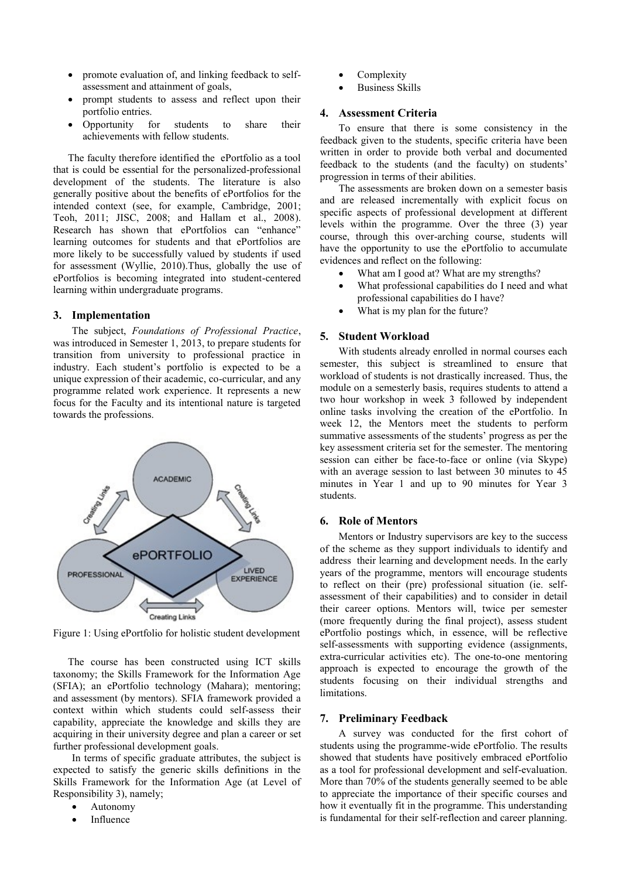- promote evaluation of, and linking feedback to self-assessment and attainment of goals,
- prompt students to assess and reflect upon their portfolio entries.
- Opportunity for students to share their achievements with fellow students.

The faculty therefore identified the ePortfolio as a tool that is could be essential for the personalized-professional development of the students. The literature is also generally positive about the benefits of ePortfolios for the intended context (see, for example, Cambridge, 2001; Teoh, 2011; JISC, 2008; and Hallam et al., 2008). Research has shown that ePortfolios can "enhance" learning outcomes for students and that ePortfolios are more likely to be successfully valued by students if used for assessment (Wyllie, 2010).Thus, globally the use of ePortfolios is becoming integrated into student-centered learning within undergraduate programs.

## 3. Implementation

The subject, *Foundations of Professional Practice*, was introduced in Semester 1, 2013, to prepare students for transition from university to professional practice in industry. Each student's portfolio is expected to be a unique expression of their academic, co-curricular, and any programme related work experience. It represents a new focus for the Faculty and its intentional nature is targeted towards the professions.

Figure 1: Using ePortfolio for holistic student development

The course has been constructed using ICT skills taxonomy; the Skills Framework for the Information Age (SFIA); an ePortfolio technology (Mahara); mentoring; and assessment (by mentors). SFIA framework provided a context within which students could self-assess their capability, appreciate the knowledge and skills they are acquiring in their university degree and plan a career or set further professional development goals.

In terms of specific graduate attributes, the subject is expected to satisfy the generic skills definitions in the Skills Framework for the Information Age (at Level of Responsibility 3), namely;

- Autonomy
- Influence
- Complexity
- Business Skills

## 4. Assessment Criteria

To ensure that there is some consistency in the feedback given to the students, specific criteria have been written in order to provide both verbal and documented feedback to the students (and the faculty) on students' progression in terms of their abilities.

The assessments are broken down on a semester basis and are released incrementally with explicit focus on specific aspects of professional development at different levels within the programme. Over the three (3) year course, through this over-arching course, students will have the opportunity to use the ePortfolio to accumulate evidences and reflect on the following:

- What am I good at? What are my strengths?
- What professional capabilities do I need and what professional capabilities do I have?
- What is my plan for the future?

## 5. Student Workload

With students already enrolled in normal courses each semester, this subject is streamlined to ensure that workload of students is not drastically increased. Thus, the module on a semesterly basis, requires students to attend a two hour workshop in week 3 followed by independent online tasks involving the creation of the ePortfolio. In week 12, the Mentors meet the students to perform summative assessments of the students' progress as per the key assessment criteria set for the semester. The mentoring session can either be face-to-face or online (via Skype) with an average session to last between 30 minutes to 45 minutes in Year 1 and up to 90 minutes for Year 3 students.

## 6. Role of Mentors

Mentors or Industry supervisors are key to the success of the scheme as they support individuals to identify and address their learning and development needs. In the early years of the programme, mentors will encourage students to reflect on their (pre) professional situation (ie. self-assessment of their capabilities) and to consider in detail their career options. Mentors will, twice per semester (more frequently during the final project), assess student ePortfolio postings which, in essence, will be reflective self-assessments with supporting evidence (assignments, extra-curricular activities etc). The one-to-one mentoring approach is expected to encourage the growth of the students focusing on their individual strengths and limitations.

## 7. Preliminary Feedback

A survey was conducted for the first cohort of students using the programme-wide ePortfolio. The results showed that students have positively embraced ePortfolio as a tool for professional development and self-evaluation. More than 70% of the students generally seemed to be able to appreciate the importance of their specific courses and how it eventually fit in the programme. This understanding is fundamental for their self-reflection and career planning.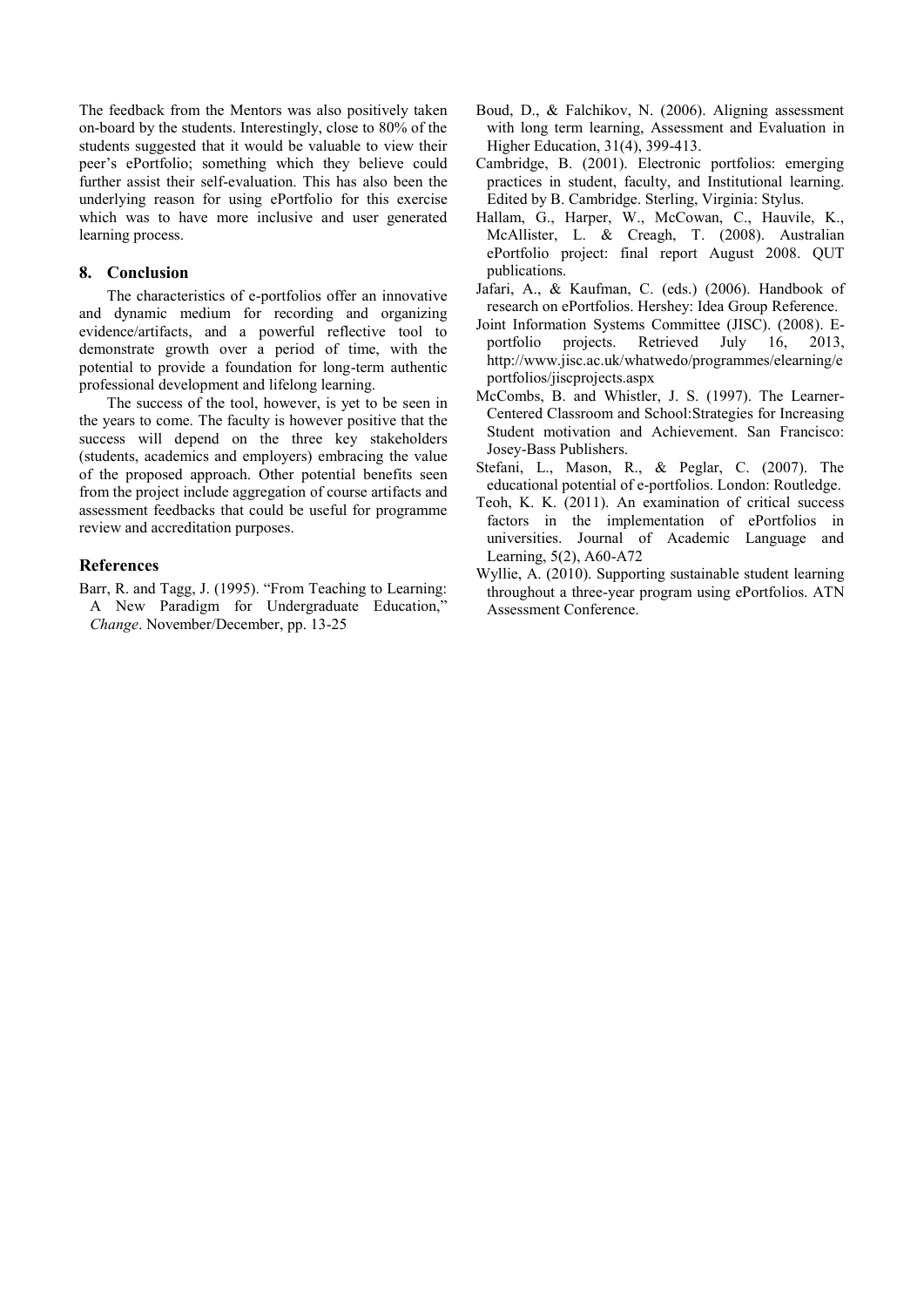The feedback from the Mentors was also positively taken on-board by the students. Interestingly, close to 80% of the students suggested that it would be valuable to view their peer's ePortfolio; something which they believe could further assist their self-evaluation. This has also been the underlying reason for using ePortfolio for this exercise which was to have more inclusive and user generated learning process.

## 8. Conclusion

The characteristics of e-portfolios offer an innovative and dynamic medium for recording and organizing evidence/artifacts, and a powerful reflective tool to demonstrate growth over a period of time, with the potential to provide a foundation for long-term authentic professional development and lifelong learning.

The success of the tool, however, is yet to be seen in the years to come. The faculty is however positive that the success will depend on the three key stakeholders (students, academics and employers) embracing the value of the proposed approach. Other potential benefits seen from the project include aggregation of course artifacts and assessment feedbacks that could be useful for programme review and accreditation purposes.

## References

Barr, R. and Tagg, J. (1995). "From Teaching to Learning: A New Paradigm for Undergraduate Education," *Change*. November/December, pp. 13-25

Boud, D., & Falchikov, N. (2006). Aligning assessment with long term learning, Assessment and Evaluation in Higher Education, 31(4), 399-413.

Cambridge, B. (2001). Electronic portfolios: emerging practices in student, faculty, and Institutional learning. Edited by B. Cambridge. Sterling, Virginia: Stylus.

Hallam, G., Harper, W., McCowan, C., Hauvile, K., McAllister, L. & Creagh, T. (2008). Australian ePortfolio project: final report August 2008. QUT publications.

Jafari, A., & Kaufman, C. (eds.) (2006). Handbook of research on ePortfolios. Hershey: Idea Group Reference.

Joint Information Systems Committee (JISC). (2008). E-portfolio projects. Retrieved July 16, 2013, http://www.jisc.ac.uk/whatwedo/programmes/elearning/eportfolios/jiscprojects.aspx

McCombs, B. and Whistler, J. S. (1997). The Learner-Centered Classroom and School:Strategies for Increasing Student motivation and Achievement. San Francisco: Josey-Bass Publishers.

Stefani, L., Mason, R., & Peglar, C. (2007). The educational potential of e-portfolios. London: Routledge.

Teoh, K. K. (2011). An examination of critical success factors in the implementation of ePortfolios in universities. Journal of Academic Language and Learning, 5(2), A60-A72

Wyllie, A. (2010). Supporting sustainable student learning throughout a three-year program using ePortfolios. ATN Assessment Conference.